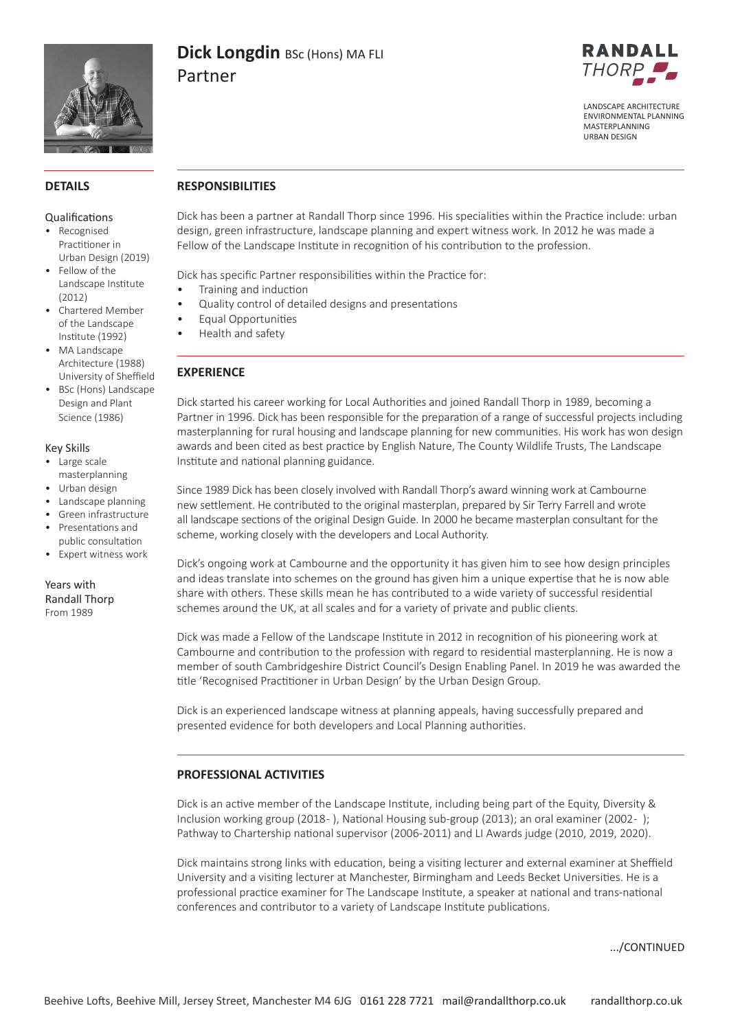# Dick Longdin BSc (Hons) MA FLI
Partner

RANDALL THORP

LANDSCAPE ARCHITECTURE
ENVIRONMENTAL PLANNING
MASTERPLANNING
URBAN DESIGN

## DETAILS

### Qualifications

- Recognised Practitioner in Urban Design (2019)
- Fellow of the Landscape Institute (2012)
- Chartered Member of the Landscape Institute (1992)
- MA Landscape Architecture (1988) University of Sheffield
- BSc (Hons) Landscape Design and Plant Science (1986)

### Key Skills

- Large scale masterplanning
- Urban design
- Landscape planning
- Green infrastructure
- Presentations and public consultation
- Expert witness work

### Years with Randall Thorp

From 1989

## RESPONSIBILITIES

Dick has been a partner at Randall Thorp since 1996. His specialities within the Practice include: urban design, green infrastructure, landscape planning and expert witness work. In 2012 he was made a Fellow of the Landscape Institute in recognition of his contribution to the profession.

Dick has specific Partner responsibilities within the Practice for:

- Training and induction
- Quality control of detailed designs and presentations
- Equal Opportunities
- Health and safety

## EXPERIENCE

Dick started his career working for Local Authorities and joined Randall Thorp in 1989, becoming a Partner in 1996. Dick has been responsible for the preparation of a range of successful projects including masterplanning for rural housing and landscape planning for new communities. His work has won design awards and been cited as best practice by English Nature, The County Wildlife Trusts, The Landscape Institute and national planning guidance.

Since 1989 Dick has been closely involved with Randall Thorp's award winning work at Cambourne new settlement. He contributed to the original masterplan, prepared by Sir Terry Farrell and wrote all landscape sections of the original Design Guide. In 2000 he became masterplan consultant for the scheme, working closely with the developers and Local Authority.

Dick's ongoing work at Cambourne and the opportunity it has given him to see how design principles and ideas translate into schemes on the ground has given him a unique expertise that he is now able share with others. These skills mean he has contributed to a wide variety of successful residential schemes around the UK, at all scales and for a variety of private and public clients.

Dick was made a Fellow of the Landscape Institute in 2012 in recognition of his pioneering work at Cambourne and contribution to the profession with regard to residential masterplanning. He is now a member of south Cambridgeshire District Council's Design Enabling Panel. In 2019 he was awarded the title 'Recognised Practitioner in Urban Design' by the Urban Design Group.

Dick is an experienced landscape witness at planning appeals, having successfully prepared and presented evidence for both developers and Local Planning authorities.

## PROFESSIONAL ACTIVITIES

Dick is an active member of the Landscape Institute, including being part of the Equity, Diversity & Inclusion working group (2018- ), National Housing sub-group (2013); an oral examiner (2002- ); Pathway to Chartership national supervisor (2006-2011) and LI Awards judge (2010, 2019, 2020).

Dick maintains strong links with education, being a visiting lecturer and external examiner at Sheffield University and a visiting lecturer at Manchester, Birmingham and Leeds Becket Universities. He is a professional practice examiner for The Landscape Institute, a speaker at national and trans-national conferences and contributor to a variety of Landscape Institute publications.

.../CONTINUED

Beehive Lofts, Beehive Mill, Jersey Street, Manchester M4 6JG 0161 228 7721 mail@randallthorp.co.uk randallthorp.co.uk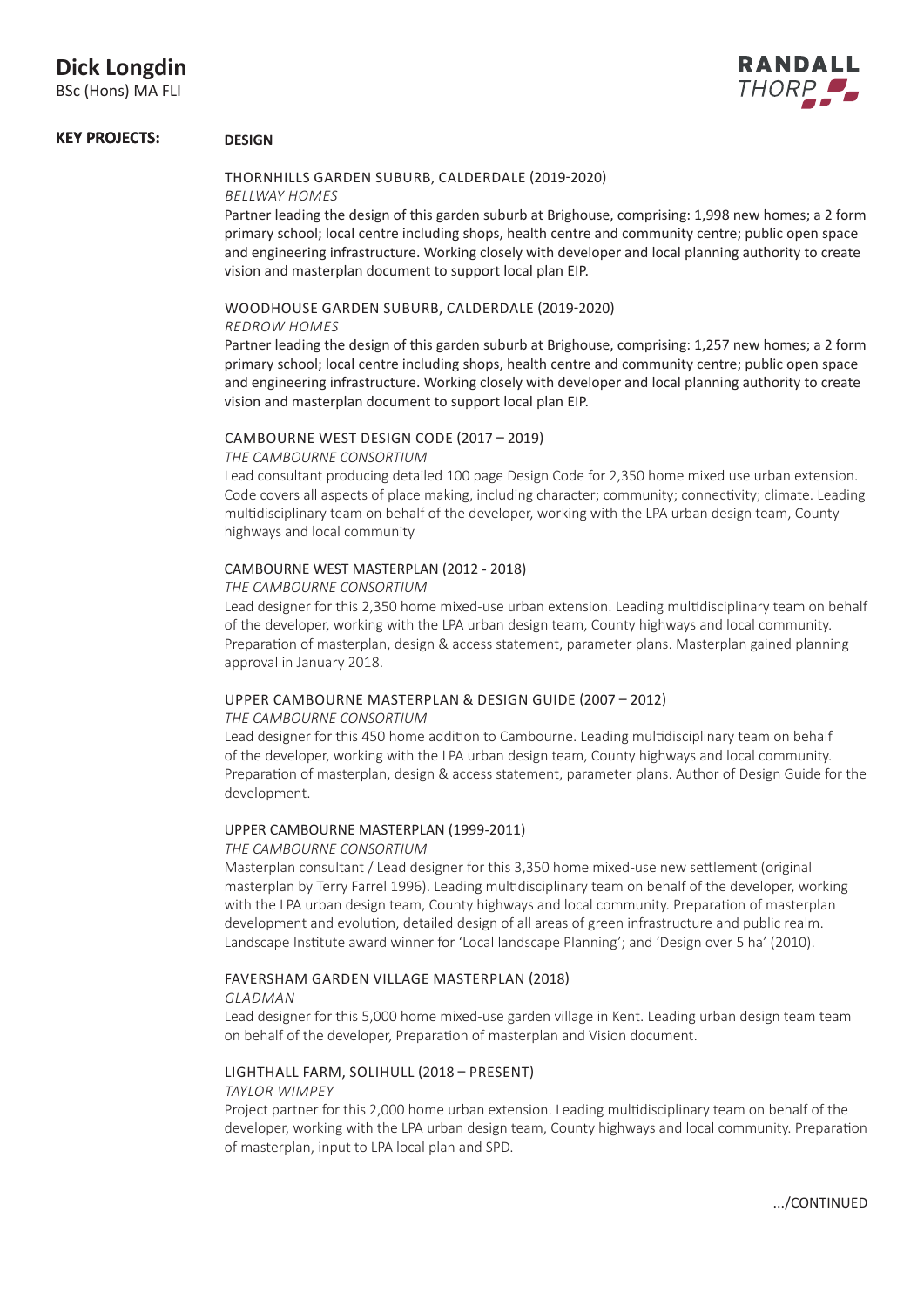# Dick Longdin

BSc (Hons) MA FLI

**KEY PROJECTS:** **DESIGN**

### THORNHILLS GARDEN SUBURB, CALDERDALE (2019-2020)

*BELLWAY HOMES*

Partner leading the design of this garden suburb at Brighouse, comprising: 1,998 new homes; a 2 form primary school; local centre including shops, health centre and community centre; public open space and engineering infrastructure. Working closely with developer and local planning authority to create vision and masterplan document to support local plan EIP.

### WOODHOUSE GARDEN SUBURB, CALDERDALE (2019-2020)

*REDROW HOMES*

Partner leading the design of this garden suburb at Brighouse, comprising: 1,257 new homes; a 2 form primary school; local centre including shops, health centre and community centre; public open space and engineering infrastructure. Working closely with developer and local planning authority to create vision and masterplan document to support local plan EIP.

### CAMBOURNE WEST DESIGN CODE (2017 – 2019)

*THE CAMBOURNE CONSORTIUM*

Lead consultant producing detailed 100 page Design Code for 2,350 home mixed use urban extension. Code covers all aspects of place making, including character; community; connectivity; climate. Leading multidisciplinary team on behalf of the developer, working with the LPA urban design team, County highways and local community

### CAMBOURNE WEST MASTERPLAN (2012 - 2018)

*THE CAMBOURNE CONSORTIUM*

Lead designer for this 2,350 home mixed-use urban extension. Leading multidisciplinary team on behalf of the developer, working with the LPA urban design team, County highways and local community. Preparation of masterplan, design & access statement, parameter plans. Masterplan gained planning approval in January 2018.

### UPPER CAMBOURNE MASTERPLAN & DESIGN GUIDE (2007 – 2012)

*THE CAMBOURNE CONSORTIUM*

Lead designer for this 450 home addition to Cambourne. Leading multidisciplinary team on behalf of the developer, working with the LPA urban design team, County highways and local community. Preparation of masterplan, design & access statement, parameter plans. Author of Design Guide for the development.

### UPPER CAMBOURNE MASTERPLAN (1999-2011)

*THE CAMBOURNE CONSORTIUM*

Masterplan consultant / Lead designer for this 3,350 home mixed-use new settlement (original masterplan by Terry Farrel 1996). Leading multidisciplinary team on behalf of the developer, working with the LPA urban design team, County highways and local community. Preparation of masterplan development and evolution, detailed design of all areas of green infrastructure and public realm. Landscape Institute award winner for 'Local landscape Planning'; and 'Design over 5 ha' (2010).

### FAVERSHAM GARDEN VILLAGE MASTERPLAN (2018)

*GLADMAN*

Lead designer for this 5,000 home mixed-use garden village in Kent. Leading urban design team team on behalf of the developer, Preparation of masterplan and Vision document.

### LIGHTHALL FARM, SOLIHULL (2018 – PRESENT)

*TAYLOR WIMPEY*

Project partner for this 2,000 home urban extension. Leading multidisciplinary team on behalf of the developer, working with the LPA urban design team, County highways and local community. Preparation of masterplan, input to LPA local plan and SPD.

.../CONTINUED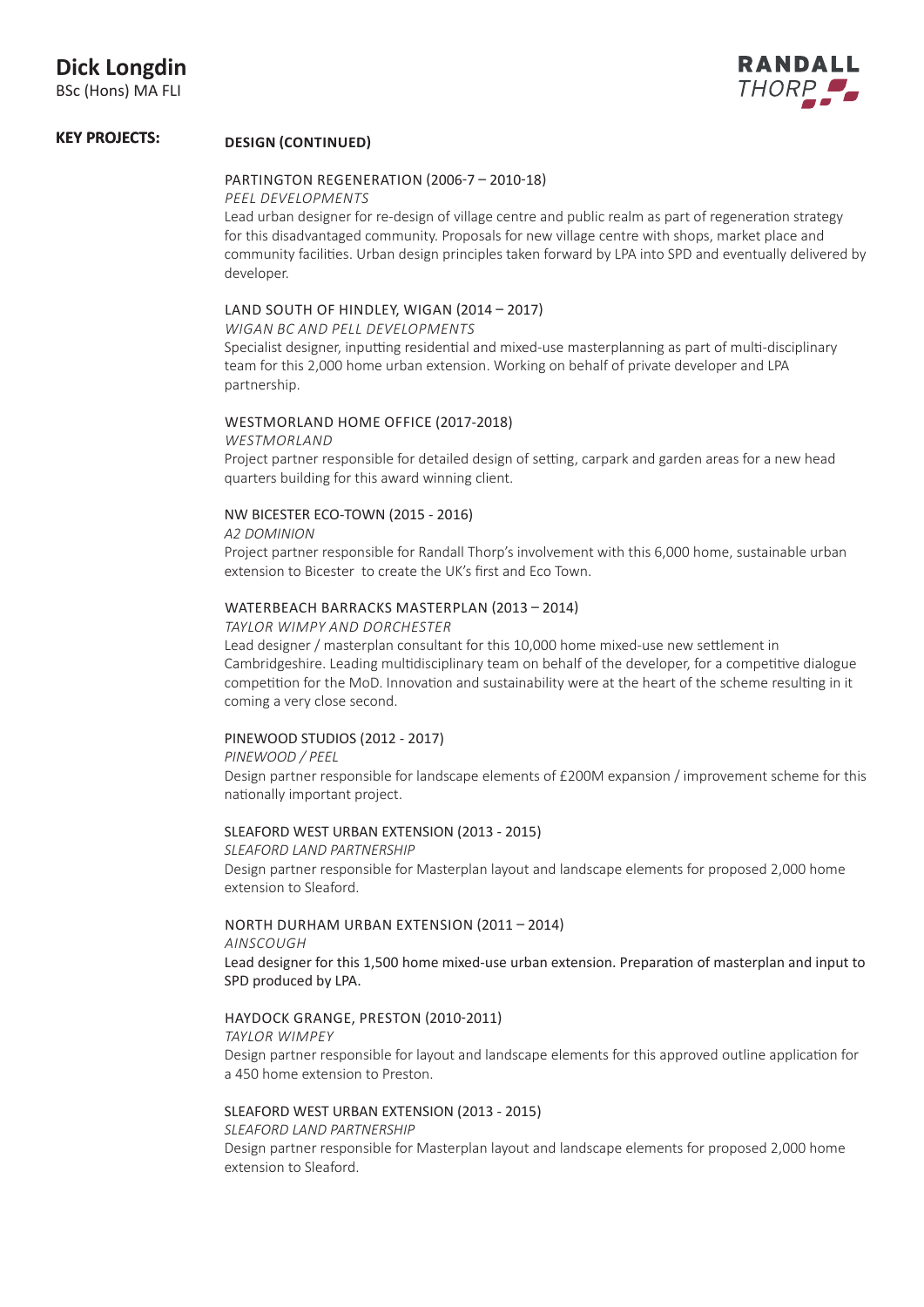# Dick Longdin

BSc (Hons) MA FLI

## KEY PROJECTS:

### DESIGN (CONTINUED)

PARTINGTON REGENERATION (2006-7 – 2010-18)

*PEEL DEVELOPMENTS*

Lead urban designer for re-design of village centre and public realm as part of regeneration strategy for this disadvantaged community. Proposals for new village centre with shops, market place and community facilities. Urban design principles taken forward by LPA into SPD and eventually delivered by developer.

LAND SOUTH OF HINDLEY, WIGAN (2014 – 2017)

*WIGAN BC AND PELL DEVELOPMENTS*

Specialist designer, inputting residential and mixed-use masterplanning as part of multi-disciplinary team for this 2,000 home urban extension. Working on behalf of private developer and LPA partnership.

WESTMORLAND HOME OFFICE (2017-2018)

*WESTMORLAND*

Project partner responsible for detailed design of setting, carpark and garden areas for a new head quarters building for this award winning client.

NW BICESTER ECO-TOWN (2015 - 2016)

*A2 DOMINION*

Project partner responsible for Randall Thorp's involvement with this 6,000 home, sustainable urban extension to Bicester to create the UK's first and Eco Town.

WATERBEACH BARRACKS MASTERPLAN (2013 – 2014)

*TAYLOR WIMPY AND DORCHESTER*

Lead designer / masterplan consultant for this 10,000 home mixed-use new settlement in Cambridgeshire. Leading multidisciplinary team on behalf of the developer, for a competitive dialogue competition for the MoD. Innovation and sustainability were at the heart of the scheme resulting in it coming a very close second.

PINEWOOD STUDIOS (2012 - 2017)

*PINEWOOD / PEEL*

Design partner responsible for landscape elements of £200M expansion / improvement scheme for this nationally important project.

SLEAFORD WEST URBAN EXTENSION (2013 - 2015)

*SLEAFORD LAND PARTNERSHIP*

Design partner responsible for Masterplan layout and landscape elements for proposed 2,000 home extension to Sleaford.

NORTH DURHAM URBAN EXTENSION (2011 – 2014)

*AINSCOUGH*

Lead designer for this 1,500 home mixed-use urban extension. Preparation of masterplan and input to SPD produced by LPA.

HAYDOCK GRANGE, PRESTON (2010-2011)

*TAYLOR WIMPEY*

Design partner responsible for layout and landscape elements for this approved outline application for a 450 home extension to Preston.

SLEAFORD WEST URBAN EXTENSION (2013 - 2015)

*SLEAFORD LAND PARTNERSHIP*

Design partner responsible for Masterplan layout and landscape elements for proposed 2,000 home extension to Sleaford.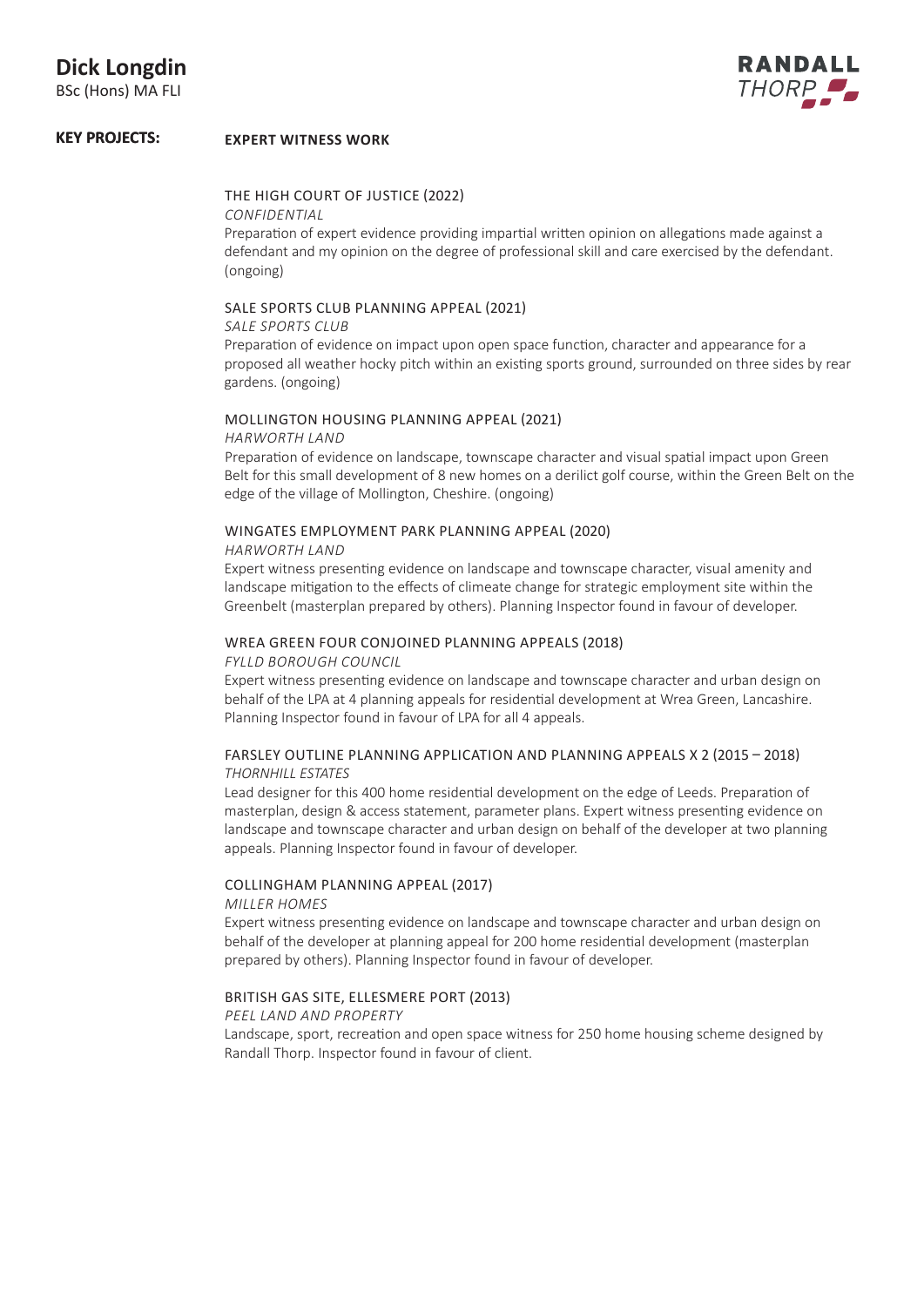# Dick Longdin

BSc (Hons) MA FLI

**KEY PROJECTS:** **EXPERT WITNESS WORK**

THE HIGH COURT OF JUSTICE (2022)
*CONFIDENTIAL*
Preparation of expert evidence providing impartial written opinion on allegations made against a defendant and my opinion on the degree of professional skill and care exercised by the defendant. (ongoing)

SALE SPORTS CLUB PLANNING APPEAL (2021)
*SALE SPORTS CLUB*
Preparation of evidence on impact upon open space function, character and appearance for a proposed all weather hocky pitch within an existing sports ground, surrounded on three sides by rear gardens. (ongoing)

MOLLINGTON HOUSING PLANNING APPEAL (2021)
*HARWORTH LAND*
Preparation of evidence on landscape, townscape character and visual spatial impact upon Green Belt for this small development of 8 new homes on a derilict golf course, within the Green Belt on the edge of the village of Mollington, Cheshire. (ongoing)

WINGATES EMPLOYMENT PARK PLANNING APPEAL (2020)
*HARWORTH LAND*
Expert witness presenting evidence on landscape and townscape character, visual amenity and landscape mitigation to the effects of climeate change for strategic employment site within the Greenbelt (masterplan prepared by others). Planning Inspector found in favour of developer.

WREA GREEN FOUR CONJOINED PLANNING APPEALS (2018)
*FYLLD BOROUGH COUNCIL*
Expert witness presenting evidence on landscape and townscape character and urban design on behalf of the LPA at 4 planning appeals for residential development at Wrea Green, Lancashire. Planning Inspector found in favour of LPA for all 4 appeals.

FARSLEY OUTLINE PLANNING APPLICATION AND PLANNING APPEALS X 2 (2015 – 2018)
*THORNHILL ESTATES*
Lead designer for this 400 home residential development on the edge of Leeds. Preparation of masterplan, design & access statement, parameter plans. Expert witness presenting evidence on landscape and townscape character and urban design on behalf of the developer at two planning appeals. Planning Inspector found in favour of developer.

COLLINGHAM PLANNING APPEAL (2017)
*MILLER HOMES*
Expert witness presenting evidence on landscape and townscape character and urban design on behalf of the developer at planning appeal for 200 home residential development (masterplan prepared by others). Planning Inspector found in favour of developer.

BRITISH GAS SITE, ELLESMERE PORT (2013)
*PEEL LAND AND PROPERTY*
Landscape, sport, recreation and open space witness for 250 home housing scheme designed by Randall Thorp. Inspector found in favour of client.